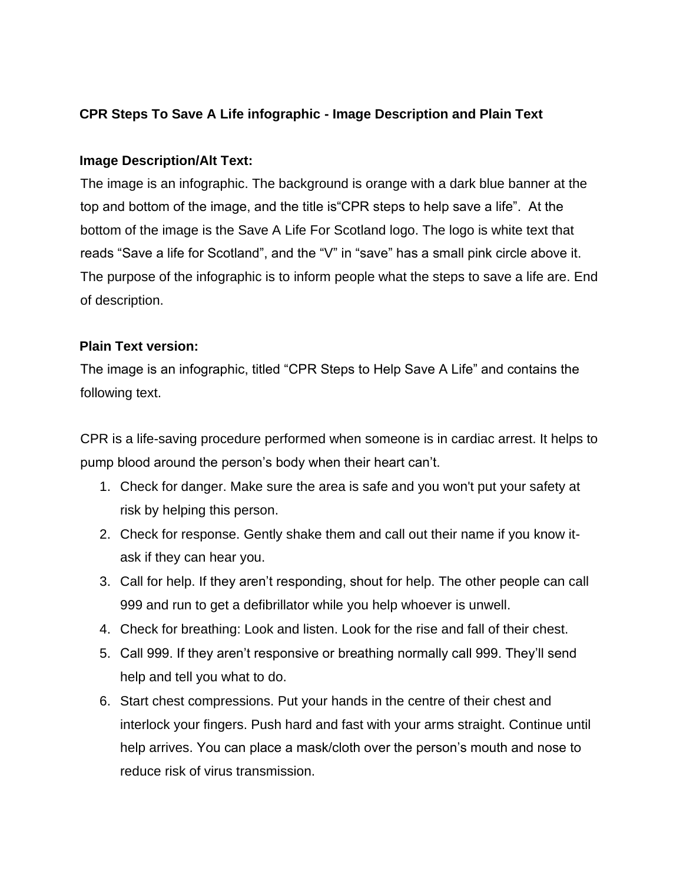# CPR Steps To Save A Life infographic - Image Description and Plain Text

## Image Description/Alt Text:

The image is an infographic. The background is orange with a dark blue banner at the top and bottom of the image, and the title is“CPR steps to help save a life”.  At the bottom of the image is the Save A Life For Scotland logo. The logo is white text that reads “Save a life for Scotland”, and the “V” in “save” has a small pink circle above it. The purpose of the infographic is to inform people what the steps to save a life are. End of description.

## Plain Text version:

The image is an infographic, titled “CPR Steps to Help Save A Life” and contains the following text.

CPR is a life-saving procedure performed when someone is in cardiac arrest. It helps to pump blood around the person’s body when their heart can’t.

1. Check for danger. Make sure the area is safe and you won't put your safety at risk by helping this person.
2. Check for response. Gently shake them and call out their name if you know it- ask if they can hear you.
3. Call for help. If they aren’t responding, shout for help. The other people can call 999 and run to get a defibrillator while you help whoever is unwell.
4. Check for breathing: Look and listen. Look for the rise and fall of their chest.
5. Call 999. If they aren’t responsive or breathing normally call 999. They’ll send help and tell you what to do.
6. Start chest compressions. Put your hands in the centre of their chest and interlock your fingers. Push hard and fast with your arms straight. Continue until help arrives. You can place a mask/cloth over the person’s mouth and nose to reduce risk of virus transmission.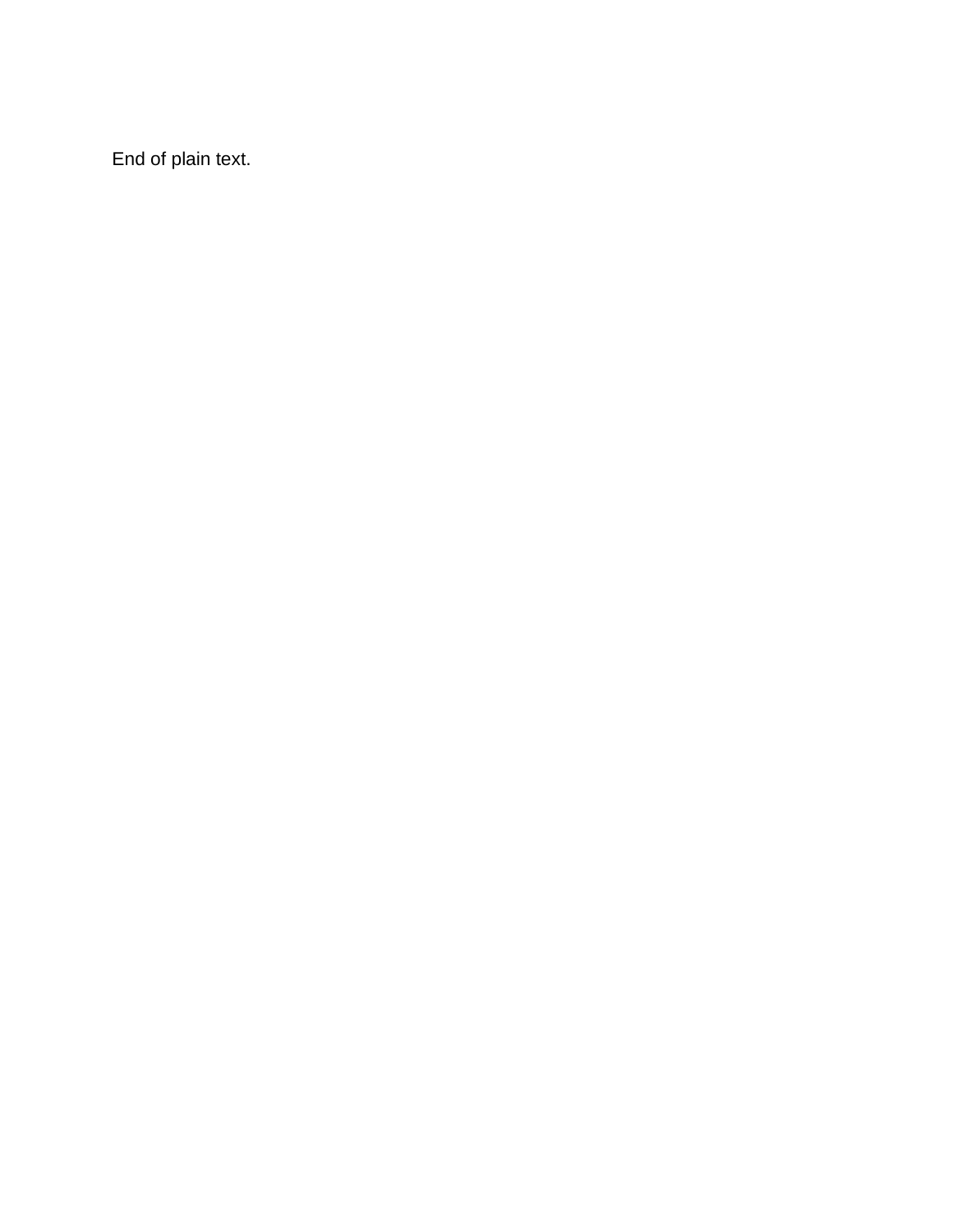End of plain text.